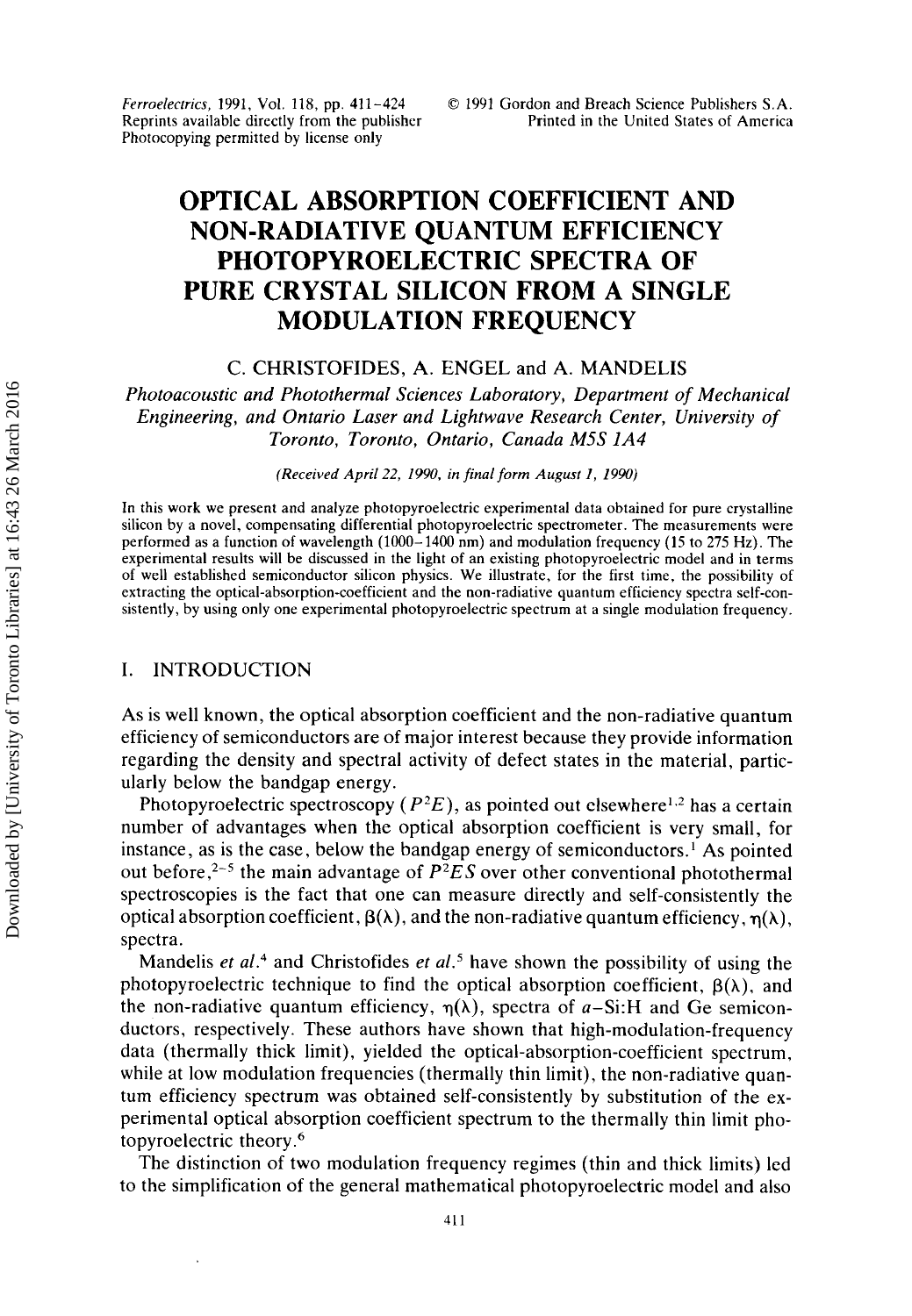# OPTICAL ABSORPTION COEFFICIENT AND NON-RADIATIVE QUANTUM EFFICIENCY PHOTOPYROELECTRIC SPECTRA OF PURE CRYSTAL SILICON FROM A SINGLE MODULATION FREQUENCY

C. CHRISTOFIDES, A. ENGEL and A. MANDELIS

*Photoacoustic and Photothermal Sciences Laboratory, Department of Mechanical Engineering, and Ontario Laser and Lightwave Research Center, University of Toronto, Toronto, Ontario, Canada M5S 1A4*

*(Received April 22, 1990, in final form August 1, 1990)*

In this work we present and analyze photopyroelectric experimental data obtained for pure crystalline silicon by a novel, compensating differential photopyroelectric spectrometer. The measurements were performed as a function of wavelength (1000–1400 nm) and modulation frequency (15 to 275 Hz). The experimental results will be discussed in the light of an existing photopyroelectric model and in terms of well established semiconductor silicon physics. We illustrate, for the first time, the possibility of extracting the optical-absorption-coefficient and the non-radiative quantum efficiency spectra self-consistently, by using only one experimental photopyroelectric spectrum at a single modulation frequency.

## I. INTRODUCTION

As is well known, the optical absorption coefficient and the non-radiative quantum efficiency of semiconductors are of major interest because they provide information regarding the density and spectral activity of defect states in the material, particularly below the bandgap energy.

Photopyroelectric spectroscopy ($P^2E$), as pointed out elsewhere[1,2] has a certain number of advantages when the optical absorption coefficient is very small, for instance, as is the case, below the bandgap energy of semiconductors.[1] As pointed out before,[2-5] the main advantage of $P^2ES$ over other conventional photothermal spectroscopies is the fact that one can measure directly and self-consistently the optical absorption coefficient, $\beta(\lambda)$, and the non-radiative quantum efficiency, $\eta(\lambda)$, spectra.

Mandelis *et al.*[4] and Christofides *et al.*[5] have shown the possibility of using the photopyroelectric technique to find the optical absorption coefficient, $\beta(\lambda)$, and the non-radiative quantum efficiency, $\eta(\lambda)$, spectra of *a*–Si:H and Ge semiconductors, respectively. These authors have shown that high-modulation-frequency data (thermally thick limit), yielded the optical-absorption-coefficient spectrum, while at low modulation frequencies (thermally thin limit), the non-radiative quantum efficiency spectrum was obtained self-consistently by substitution of the experimental optical absorption coefficient spectrum to the thermally thin limit photopyroelectric theory.[6]

The distinction of two modulation frequency regimes (thin and thick limits) led to the simplification of the general mathematical photopyroelectric model and also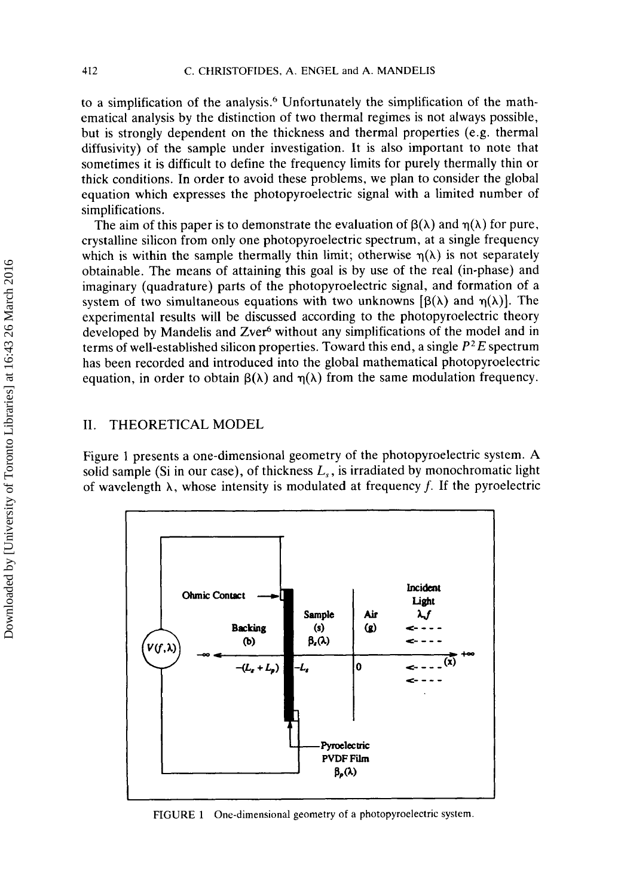to a simplification of the analysis.[6] Unfortunately the simplification of the mathematical analysis by the distinction of two thermal regimes is not always possible, but is strongly dependent on the thickness and thermal properties (e.g. thermal diffusivity) of the sample under investigation. It is also important to note that sometimes it is difficult to define the frequency limits for purely thermally thin or thick conditions. In order to avoid these problems, we plan to consider the global equation which expresses the photopyroelectric signal with a limited number of simplifications.

The aim of this paper is to demonstrate the evaluation of $\beta(\lambda)$ and $\eta(\lambda)$ for pure, crystalline silicon from only one photopyroelectric spectrum, at a single frequency which is within the sample thermally thin limit; otherwise $\eta(\lambda)$ is not separately obtainable. The means of attaining this goal is by use of the real (in-phase) and imaginary (quadrature) parts of the photopyroelectric signal, and formation of a system of two simultaneous equations with two unknowns [$\beta(\lambda)$ and $\eta(\lambda)$]. The experimental results will be discussed according to the photopyroelectric theory developed by Mandelis and Zver[6] without any simplifications of the model and in terms of well-established silicon properties. Toward this end, a single $P^2E$ spectrum has been recorded and introduced into the global mathematical photopyroelectric equation, in order to obtain $\beta(\lambda)$ and $\eta(\lambda)$ from the same modulation frequency.

## II. THEORETICAL MODEL

Figure 1 presents a one-dimensional geometry of the photopyroelectric system. A solid sample (Si in our case), of thickness $L_s$, is irradiated by monochromatic light of wavelength $\lambda$, whose intensity is modulated at frequency $f$. If the pyroelectric

FIGURE 1 One-dimensional geometry of a photopyroelectric system.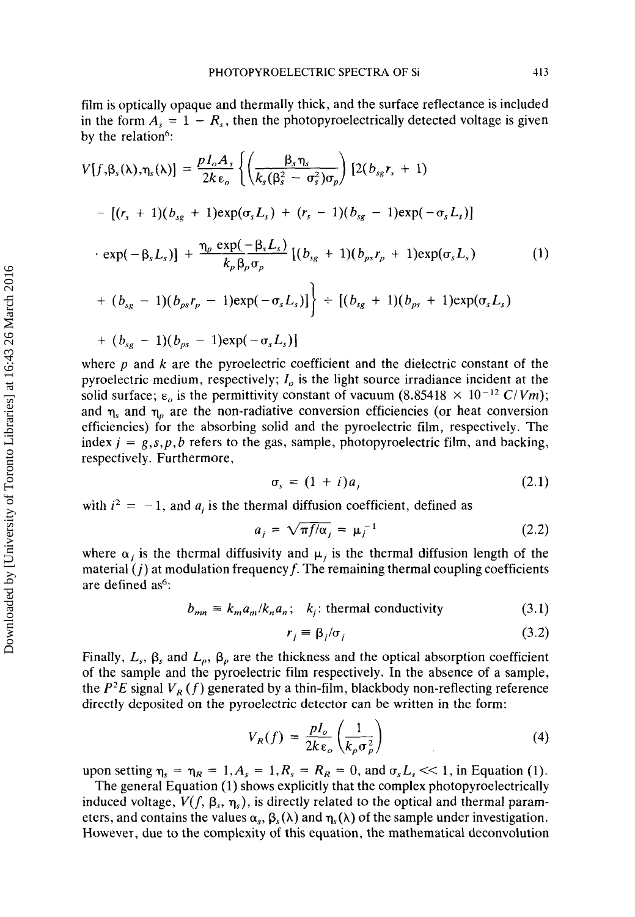film is optically opaque and thermally thick, and the surface reflectance is included in the form $A_s = 1 - R_s$, then the photopyroelectrically detected voltage is given by the relation[6]:

$$V[f,\beta_s(\lambda),\eta_s(\lambda)] = \frac{pI_oA_s}{2k\varepsilon_o}\left\{\left(\frac{\beta_s\eta_s}{k_s(\beta_s^2 - \sigma_s^2)\sigma_p}\right)[2(b_{sg}r_s + 1) - [(r_s + 1)(b_{sg} + 1)\exp(\sigma_sL_s) + (r_s - 1)(b_{sg} - 1)\exp(-\sigma_sL_s)] \cdot \exp(-\beta_sL_s)] + \frac{\eta_p\exp(-\beta_sL_s)}{k_p\beta_p\sigma_p}[(b_{sg} + 1)(b_{ps}r_p + 1)\exp(\sigma_sL_s) + (b_{sg} - 1)(b_{ps}r_p - 1)\exp(-\sigma_sL_s)]\right\} \div [(b_{sg} + 1)(b_{ps} + 1)\exp(\sigma_sL_s) + (b_{sg} - 1)(b_{ps} - 1)\exp(-\sigma_sL_s)] \tag{1}$$

where $p$ and $k$ are the pyroelectric coefficient and the dielectric constant of the pyroelectric medium, respectively; $I_o$ is the light source irradiance incident at the solid surface; $\varepsilon_o$ is the permittivity constant of vacuum ($8.85418 \times 10^{-12}\ C/Vm$); and $\eta_s$ and $\eta_p$ are the non-radiative conversion efficiencies (or heat conversion efficiencies) for the absorbing solid and the pyroelectric film, respectively. The index $j = g,s,p,b$ refers to the gas, sample, photopyroelectric film, and backing, respectively. Furthermore,

$$\sigma_s = (1 + i)a_j \tag{2.1}$$

with $i^2 = -1$, and $a_j$ is the thermal diffusion coefficient, defined as

$$a_j = \sqrt{\pi f/\alpha_j} = \mu_j^{-1} \tag{2.2}$$

where $\alpha_j$ is the thermal diffusivity and $\mu_j$ is the thermal diffusion length of the material ($j$) at modulation frequency $f$. The remaining thermal coupling coefficients are defined as[6]:

$$b_{mn} \equiv k_ma_m/k_na_n; \quad k_j\text{: thermal conductivity} \tag{3.1}$$

$$r_j \equiv \beta_j/\sigma_j \tag{3.2}$$

Finally, $L_s$, $\beta_s$ and $L_p$, $\beta_p$ are the thickness and the optical absorption coefficient of the sample and the pyroelectric film respectively. In the absence of a sample, the $P^2E$ signal $V_R(f)$ generated by a thin-film, blackbody non-reflecting reference directly deposited on the pyroelectric detector can be written in the form:

$$V_R(f) = \frac{pI_o}{2k\varepsilon_o}\left(\frac{1}{k_p\sigma_p^2}\right) \tag{4}$$

upon setting $\eta_s = \eta_R = 1, A_s = 1, R_s = R_R = 0$, and $\sigma_sL_s << 1$, in Equation (1).

The general Equation (1) shows explicitly that the complex photopyroelectrically induced voltage, $V(f, \beta_s, \eta_s)$, is directly related to the optical and thermal parameters, and contains the values $\alpha_s$, $\beta_s(\lambda)$ and $\eta_s(\lambda)$ of the sample under investigation. However, due to the complexity of this equation, the mathematical deconvolution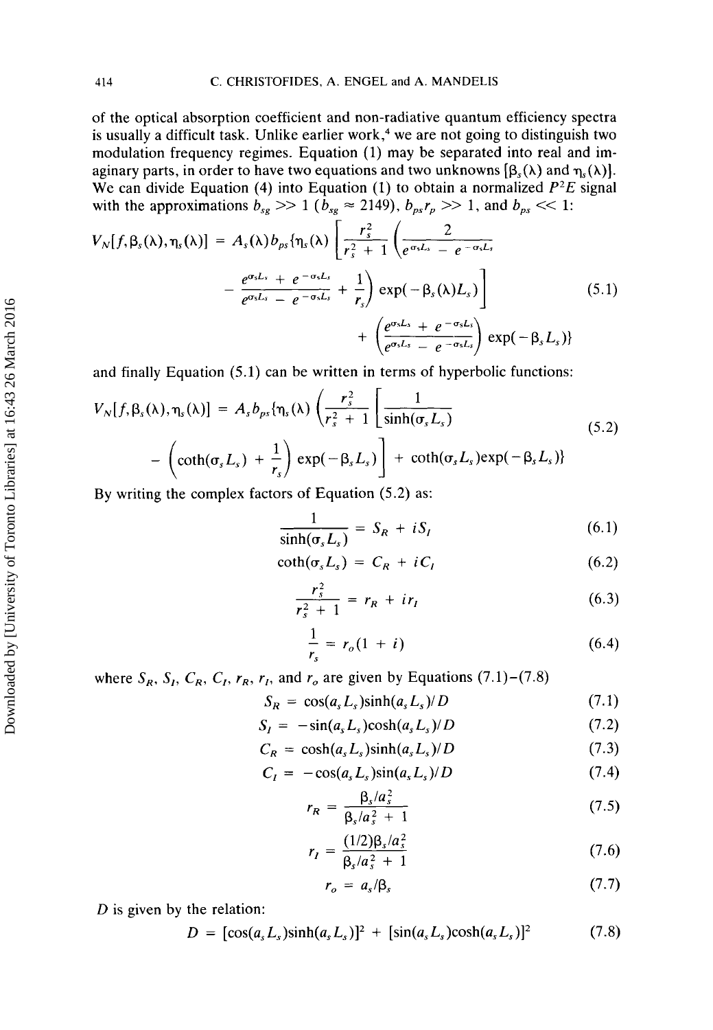of the optical absorption coefficient and non-radiative quantum efficiency spectra is usually a difficult task. Unlike earlier work,[4] we are not going to distinguish two modulation frequency regimes. Equation (1) may be separated into real and imaginary parts, in order to have two equations and two unknowns [$\beta_s(\lambda)$ and $\eta_s(\lambda)$]. We can divide Equation (4) into Equation (1) to obtain a normalized $P^2E$ signal with the approximations $b_{sg} >> 1$ ($b_{sg} \approx 2149$), $b_{ps}r_p >> 1$, and $b_{ps} << 1$:

$$V_N[f,\beta_s(\lambda),\eta_s(\lambda)] = A_s(\lambda)b_{ps}\{\eta_s(\lambda)\left[\frac{r_s^2}{r_s^2+1}\left(\frac{2}{e^{\sigma_sL_s}-e^{-\sigma_sL_s}} - \frac{e^{\sigma_sL_s}+e^{-\sigma_sL_s}}{e^{\sigma_sL_s}-e^{-\sigma_sL_s}} + \frac{1}{r_s}\right)\exp(-\beta_s(\lambda)L_s)\right] + \left(\frac{e^{\sigma_sL_s}+e^{-\sigma_sL_s}}{e^{\sigma_sL_s}-e^{-\sigma_sL_s}}\right)\exp(-\beta_sL_s)\} \tag{5.1}$$

and finally Equation (5.1) can be written in terms of hyperbolic functions:

$$V_N[f,\beta_s(\lambda),\eta_s(\lambda)] = A_sb_{ps}\{\eta_s(\lambda)\left(\frac{r_s^2}{r_s^2+1}\left[\frac{1}{\sinh(\sigma_sL_s)} - \left(\coth(\sigma_sL_s)+\frac{1}{r_s}\right)\exp(-\beta_sL_s)\right] + \coth(\sigma_sL_s)\exp(-\beta_sL_s)\right\} \tag{5.2}$$

By writing the complex factors of Equation (5.2) as:

$$\frac{1}{\sinh(\sigma_sL_s)} = S_R + iS_I \tag{6.1}$$

$$\coth(\sigma_sL_s) = C_R + iC_I \tag{6.2}$$

$$\frac{r_s^2}{r_s^2+1} = r_R + ir_I \tag{6.3}$$

$$\frac{1}{r_s} = r_o(1+i) \tag{6.4}$$

where $S_R$, $S_I$, $C_R$, $C_I$, $r_R$, $r_I$, and $r_o$ are given by Equations (7.1)–(7.8)

$$S_R = \cos(a_sL_s)\sinh(a_sL_s)/D \tag{7.1}$$

$$S_I = -\sin(a_sL_s)\cosh(a_sL_s)/D \tag{7.2}$$

$$C_R = \cosh(a_sL_s)\sinh(a_sL_s)/D \tag{7.3}$$

$$C_I = -\cos(a_sL_s)\sin(a_sL_s)/D \tag{7.4}$$

$$r_R = \frac{\beta_s/a_s^2}{\beta_s/a_s^2+1} \tag{7.5}$$

$$r_I = \frac{(1/2)\beta_s/a_s^2}{\beta_s/a_s^2+1} \tag{7.6}$$

$$r_o = a_s/\beta_s \tag{7.7}$$

$D$ is given by the relation:

$$D = [\cos(a_sL_s)\sinh(a_sL_s)]^2 + [\sin(a_sL_s)\cosh(a_sL_s)]^2 \tag{7.8}$$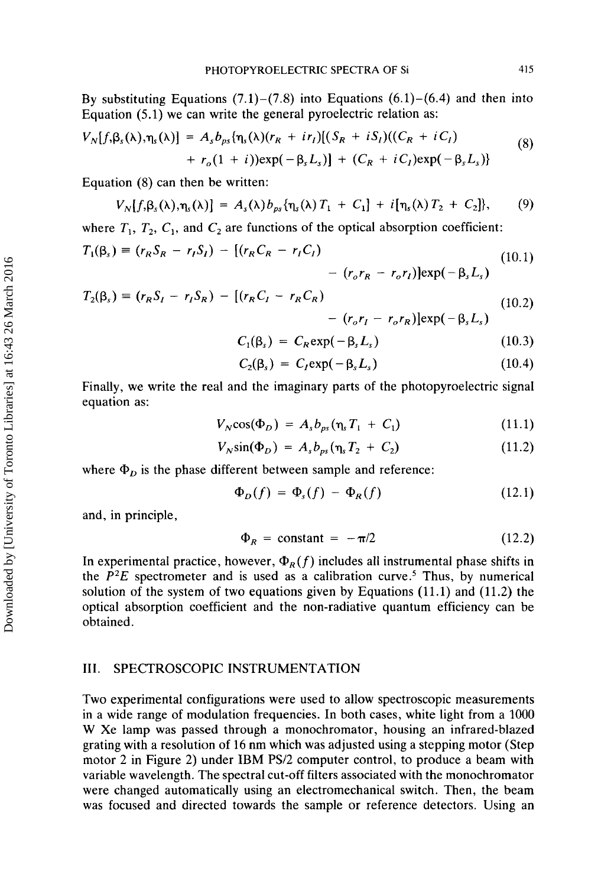By substituting Equations (7.1)–(7.8) into Equations (6.1)–(6.4) and then into Equation (5.1) we can write the general pyroelectric relation as:

$$V_N[f,\beta_s(\lambda),\eta_s(\lambda)] = A_s b_{ps}\{\eta_s(\lambda)(r_R + ir_I)[(S_R + iS_I)((C_R + iC_I) + r_o(1 + i))\exp(-\beta_s L_s)] + (C_R + iC_I)\exp(-\beta_s L_s)\} \tag{8}$$

Equation (8) can then be written:

$$V_N[f,\beta_s(\lambda),\eta_s(\lambda)] = A_s(\lambda)b_{ps}\{\eta_s(\lambda)T_1 + C_1] + i[\eta_s(\lambda)T_2 + C_2]\}, \tag{9}$$

where $T_1$, $T_2$, $C_1$, and $C_2$ are functions of the optical absorption coefficient:

$$T_1(\beta_s) \equiv (r_R S_R - r_I S_I) - [(r_R C_R - r_I C_I) - (r_o r_R - r_o r_I)]\exp(-\beta_s L_s) \tag{10.1}$$

$$T_2(\beta_s) \equiv (r_R S_I - r_I S_R) - [(r_R C_I - r_R C_R) - (r_o r_I - r_o r_R)]\exp(-\beta_s L_s) \tag{10.2}$$

$$C_1(\beta_s) = C_R \exp(-\beta_s L_s) \tag{10.3}$$

$$C_2(\beta_s) = C_I \exp(-\beta_s L_s) \tag{10.4}$$

Finally, we write the real and the imaginary parts of the photopyroelectric signal equation as:

$$V_N \cos(\Phi_D) = A_s b_{ps}(\eta_s T_1 + C_1) \tag{11.1}$$

$$V_N \sin(\Phi_D) = A_s b_{ps}(\eta_s T_2 + C_2) \tag{11.2}$$

where $\Phi_D$ is the phase different between sample and reference:

$$\Phi_D(f) = \Phi_s(f) - \Phi_R(f) \tag{12.1}$$

and, in principle,

$$\Phi_R = \text{constant} = -\pi/2 \tag{12.2}$$

In experimental practice, however, $\Phi_R(f)$ includes all instrumental phase shifts in the $P^2E$ spectrometer and is used as a calibration curve.[5] Thus, by numerical solution of the system of two equations given by Equations (11.1) and (11.2) the optical absorption coefficient and the non-radiative quantum efficiency can be obtained.

## III. SPECTROSCOPIC INSTRUMENTATION

Two experimental configurations were used to allow spectroscopic measurements in a wide range of modulation frequencies. In both cases, white light from a 1000 W Xe lamp was passed through a monochromator, housing an infrared-blazed grating with a resolution of 16 nm which was adjusted using a stepping motor (Step motor 2 in Figure 2) under IBM PS/2 computer control, to produce a beam with variable wavelength. The spectral cut-off filters associated with the monochromator were changed automatically using an electromechanical switch. Then, the beam was focused and directed towards the sample or reference detectors. Using an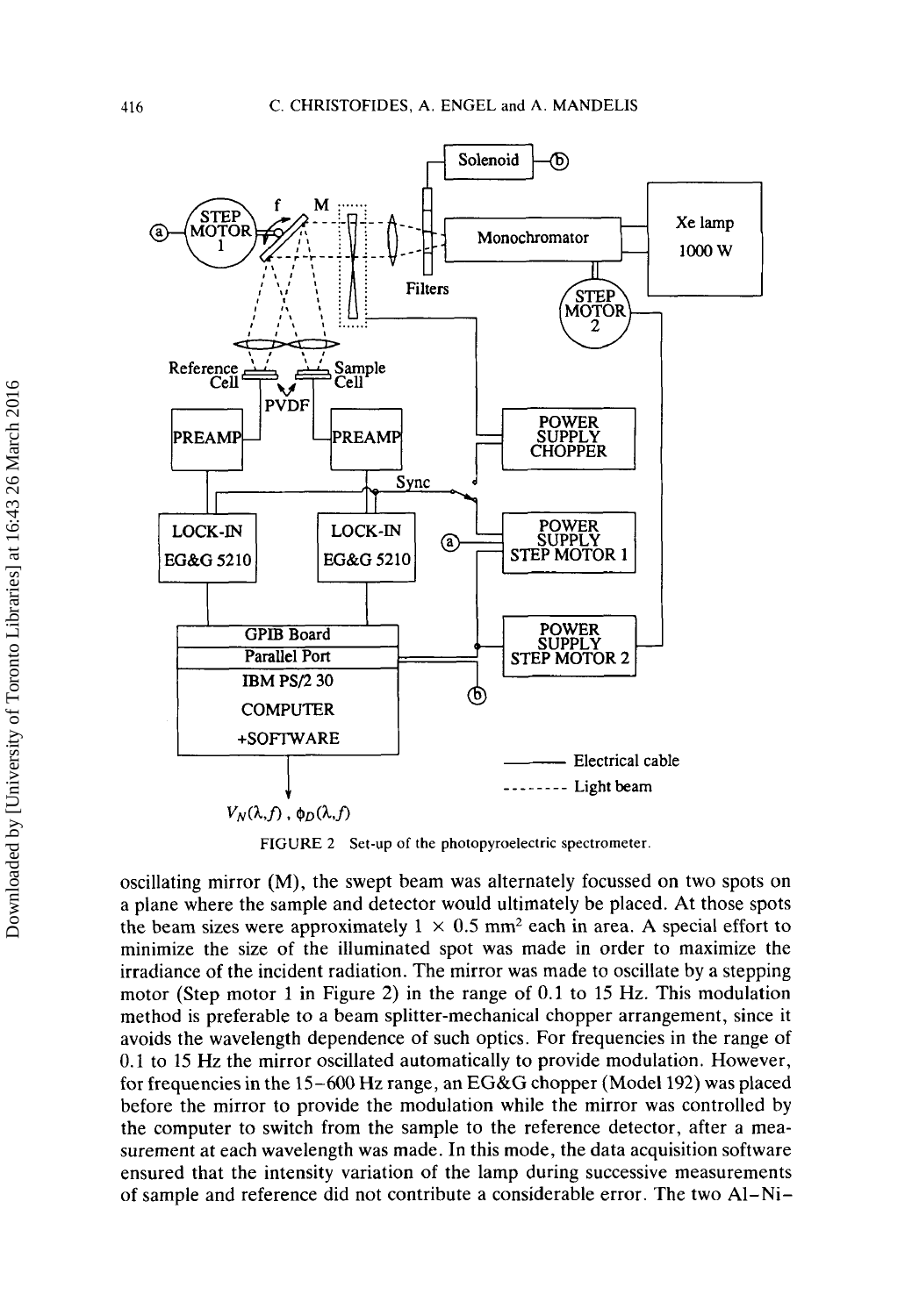FIGURE 2 Set-up of the photopyroelectric spectrometer.

oscillating mirror (M), the swept beam was alternately focussed on two spots on a plane where the sample and detector would ultimately be placed. At those spots the beam sizes were approximately $1 \times 0.5$ mm$^2$ each in area. A special effort to minimize the size of the illuminated spot was made in order to maximize the irradiance of the incident radiation. The mirror was made to oscillate by a stepping motor (Step motor 1 in Figure 2) in the range of 0.1 to 15 Hz. This modulation method is preferable to a beam splitter-mechanical chopper arrangement, since it avoids the wavelength dependence of such optics. For frequencies in the range of 0.1 to 15 Hz the mirror oscillated automatically to provide modulation. However, for frequencies in the 15–600 Hz range, an EG&G chopper (Model 192) was placed before the mirror to provide the modulation while the mirror was controlled by the computer to switch from the sample to the reference detector, after a measurement at each wavelength was made. In this mode, the data acquisition software ensured that the intensity variation of the lamp during successive measurements of sample and reference did not contribute a considerable error. The two Al–Ni–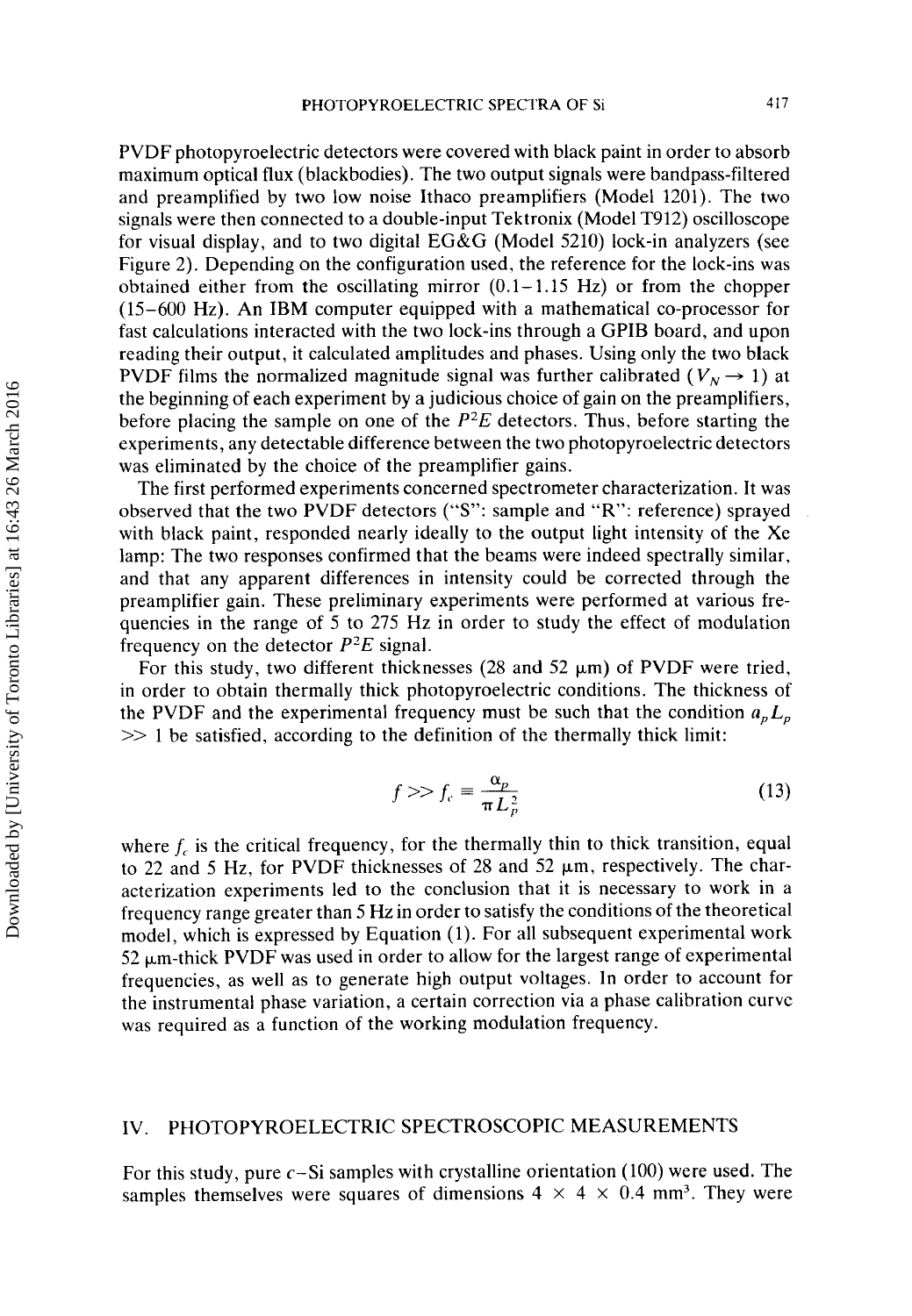PVDF photopyroelectric detectors were covered with black paint in order to absorb maximum optical flux (blackbodies). The two output signals were bandpass-filtered and preamplified by two low noise Ithaco preamplifiers (Model 1201). The two signals were then connected to a double-input Tektronix (Model T912) oscilloscope for visual display, and to two digital EG&G (Model 5210) lock-in analyzers (see Figure 2). Depending on the configuration used, the reference for the lock-ins was obtained either from the oscillating mirror (0.1–1.15 Hz) or from the chopper (15–600 Hz). An IBM computer equipped with a mathematical co-processor for fast calculations interacted with the two lock-ins through a GPIB board, and upon reading their output, it calculated amplitudes and phases. Using only the two black PVDF films the normalized magnitude signal was further calibrated ($V_N \rightarrow 1$) at the beginning of each experiment by a judicious choice of gain on the preamplifiers, before placing the sample on one of the $P^2E$ detectors. Thus, before starting the experiments, any detectable difference between the two photopyroelectric detectors was eliminated by the choice of the preamplifier gains.

The first performed experiments concerned spectrometer characterization. It was observed that the two PVDF detectors ("S": sample and "R": reference) sprayed with black paint, responded nearly ideally to the output light intensity of the Xe lamp: The two responses confirmed that the beams were indeed spectrally similar, and that any apparent differences in intensity could be corrected through the preamplifier gain. These preliminary experiments were performed at various frequencies in the range of 5 to 275 Hz in order to study the effect of modulation frequency on the detector $P^2E$ signal.

For this study, two different thicknesses (28 and 52 μm) of PVDF were tried, in order to obtain thermally thick photopyroelectric conditions. The thickness of the PVDF and the experimental frequency must be such that the condition $a_p L_p >> 1$ be satisfied, according to the definition of the thermally thick limit:

$$f >> f_c \equiv \frac{\alpha_p}{\pi L_p^2} \tag{13}$$

where $f_c$ is the critical frequency, for the thermally thin to thick transition, equal to 22 and 5 Hz, for PVDF thicknesses of 28 and 52 μm, respectively. The characterization experiments led to the conclusion that it is necessary to work in a frequency range greater than 5 Hz in order to satisfy the conditions of the theoretical model, which is expressed by Equation (1). For all subsequent experimental work 52 μm-thick PVDF was used in order to allow for the largest range of experimental frequencies, as well as to generate high output voltages. In order to account for the instrumental phase variation, a certain correction via a phase calibration curve was required as a function of the working modulation frequency.

## IV. PHOTOPYROELECTRIC SPECTROSCOPIC MEASUREMENTS

For this study, pure $c$–Si samples with crystalline orientation (100) were used. The samples themselves were squares of dimensions $4 \times 4 \times 0.4$ mm$^3$. They were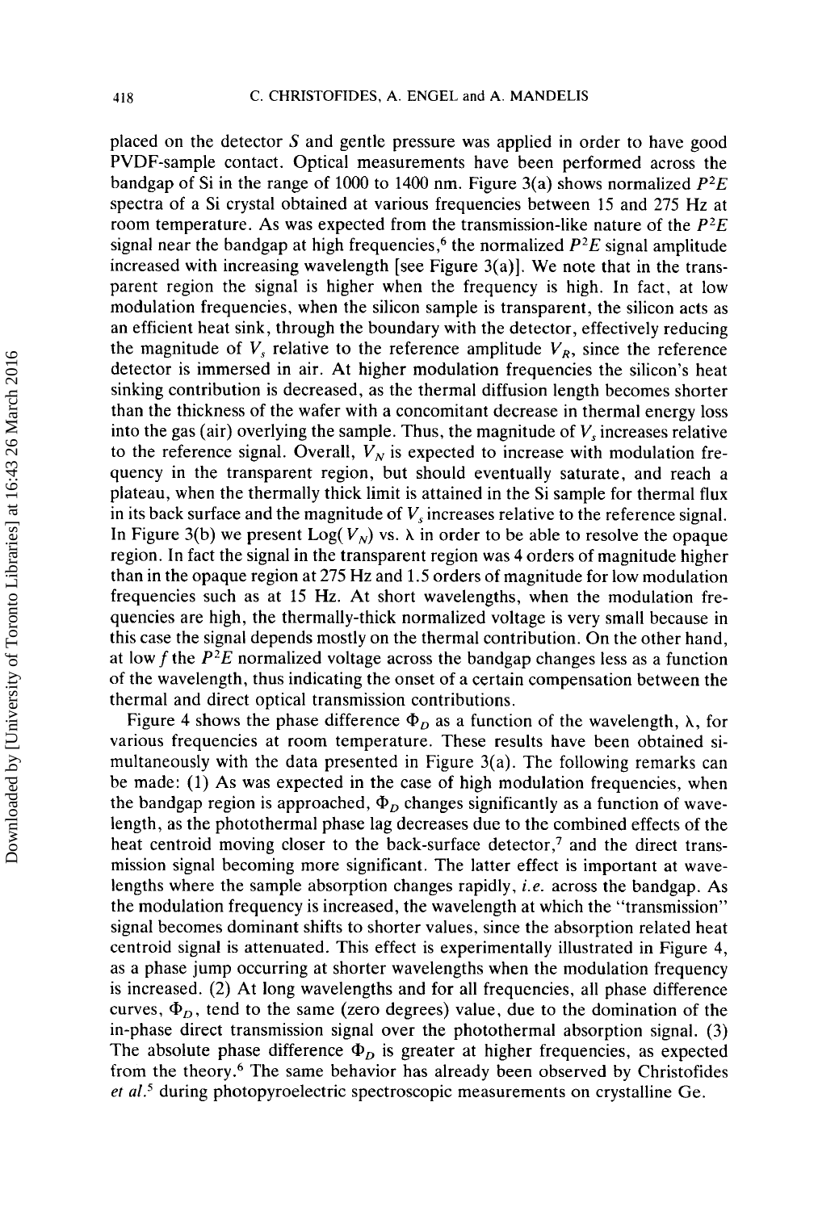placed on the detector $S$ and gentle pressure was applied in order to have good PVDF-sample contact. Optical measurements have been performed across the bandgap of Si in the range of 1000 to 1400 nm. Figure 3(a) shows normalized $P^2E$ spectra of a Si crystal obtained at various frequencies between 15 and 275 Hz at room temperature. As was expected from the transmission-like nature of the $P^2E$ signal near the bandgap at high frequencies,[6] the normalized $P^2E$ signal amplitude increased with increasing wavelength [see Figure 3(a)]. We note that in the transparent region the signal is higher when the frequency is high. In fact, at low modulation frequencies, when the silicon sample is transparent, the silicon acts as an efficient heat sink, through the boundary with the detector, effectively reducing the magnitude of $V_s$ relative to the reference amplitude $V_R$, since the reference detector is immersed in air. At higher modulation frequencies the silicon's heat sinking contribution is decreased, as the thermal diffusion length becomes shorter than the thickness of the wafer with a concomitant decrease in thermal energy loss into the gas (air) overlying the sample. Thus, the magnitude of $V_s$ increases relative to the reference signal. Overall, $V_N$ is expected to increase with modulation frequency in the transparent region, but should eventually saturate, and reach a plateau, when the thermally thick limit is attained in the Si sample for thermal flux in its back surface and the magnitude of $V_s$ increases relative to the reference signal. In Figure 3(b) we present Log($V_N$) vs. $\lambda$ in order to be able to resolve the opaque region. In fact the signal in the transparent region was 4 orders of magnitude higher than in the opaque region at 275 Hz and 1.5 orders of magnitude for low modulation frequencies such as at 15 Hz. At short wavelengths, when the modulation frequencies are high, the thermally-thick normalized voltage is very small because in this case the signal depends mostly on the thermal contribution. On the other hand, at low $f$ the $P^2E$ normalized voltage across the bandgap changes less as a function of the wavelength, thus indicating the onset of a certain compensation between the thermal and direct optical transmission contributions.

Figure 4 shows the phase difference $\Phi_D$ as a function of the wavelength, $\lambda$, for various frequencies at room temperature. These results have been obtained simultaneously with the data presented in Figure 3(a). The following remarks can be made: (1) As was expected in the case of high modulation frequencies, when the bandgap region is approached, $\Phi_D$ changes significantly as a function of wavelength, as the photothermal phase lag decreases due to the combined effects of the heat centroid moving closer to the back-surface detector,[7] and the direct transmission signal becoming more significant. The latter effect is important at wavelengths where the sample absorption changes rapidly, *i.e.* across the bandgap. As the modulation frequency is increased, the wavelength at which the "transmission" signal becomes dominant shifts to shorter values, since the absorption related heat centroid signal is attenuated. This effect is experimentally illustrated in Figure 4, as a phase jump occurring at shorter wavelengths when the modulation frequency is increased. (2) At long wavelengths and for all frequencies, all phase difference curves, $\Phi_D$, tend to the same (zero degrees) value, due to the domination of the in-phase direct transmission signal over the photothermal absorption signal. (3) The absolute phase difference $\Phi_D$ is greater at higher frequencies, as expected from the theory.[6] The same behavior has already been observed by Christofides *et al.*[5] during photopyroelectric spectroscopic measurements on crystalline Ge.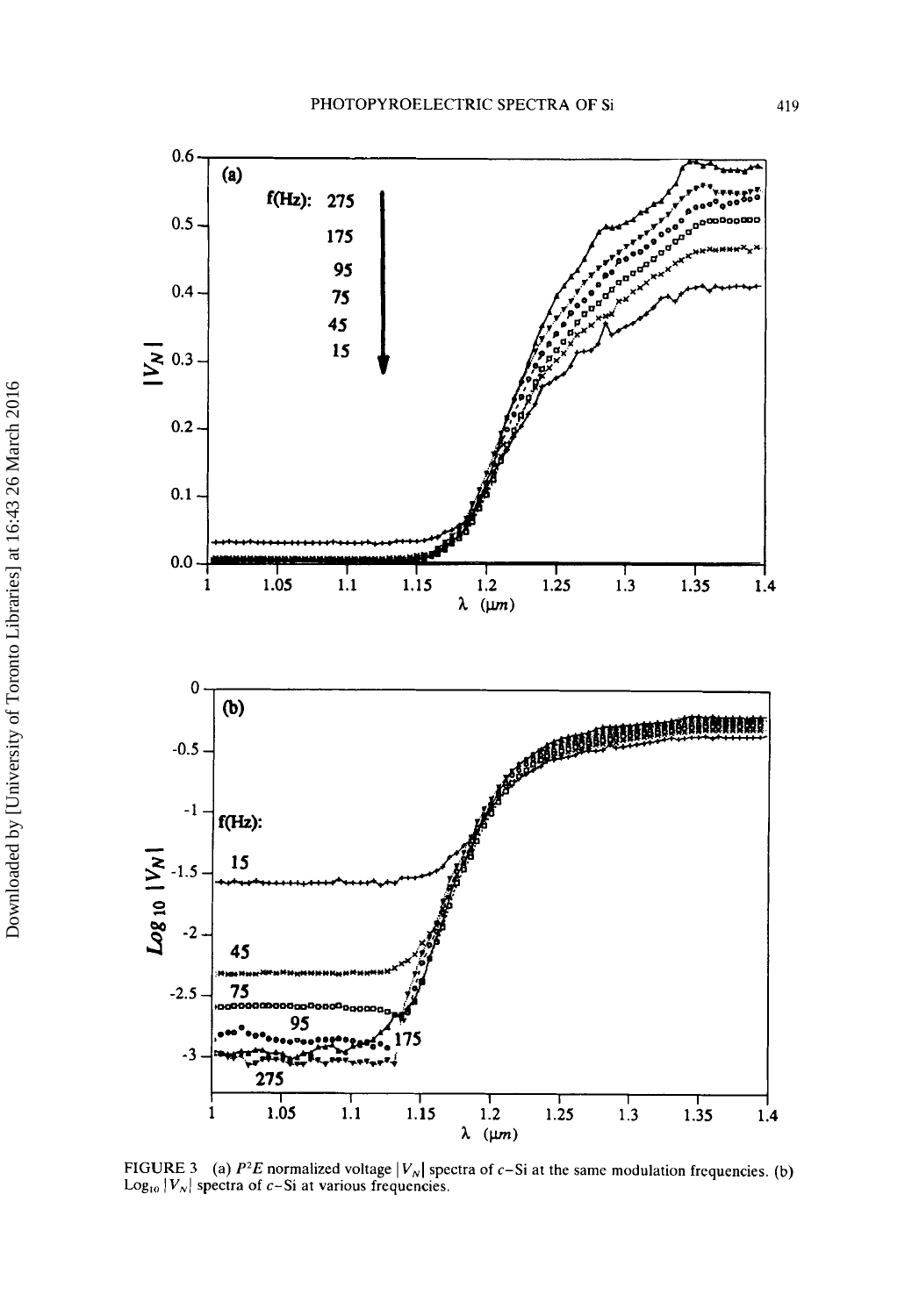FIGURE 3 (a) $P^2E$ normalized voltage $|V_N|$ spectra of $c$–Si at the same modulation frequencies. (b) $\mathrm{Log}_{10}|V_N|$ spectra of $c$–Si at various frequencies.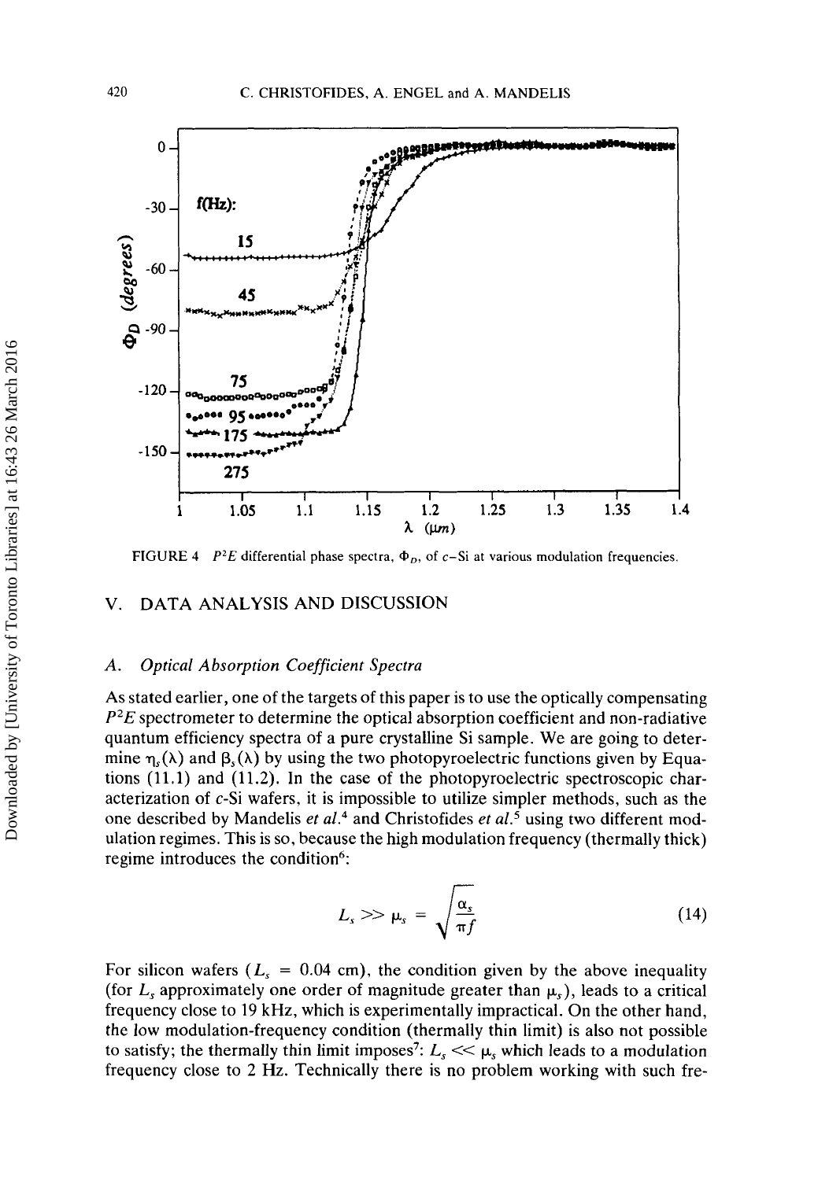FIGURE 4 $P^2E$ differential phase spectra, $\Phi_D$, of $c$–Si at various modulation frequencies.

## V. DATA ANALYSIS AND DISCUSSION

### A. Optical Absorption Coefficient Spectra

As stated earlier, one of the targets of this paper is to use the optically compensating $P^2E$ spectrometer to determine the optical absorption coefficient and non-radiative quantum efficiency spectra of a pure crystalline Si sample. We are going to determine $\eta_s(\lambda)$ and $\beta_s(\lambda)$ by using the two photopyroelectric functions given by Equations (11.1) and (11.2). In the case of the photopyroelectric spectroscopic characterization of $c$-Si wafers, it is impossible to utilize simpler methods, such as the one described by Mandelis *et al.*[4] and Christofides *et al.*[5] using two different modulation regimes. This is so, because the high modulation frequency (thermally thick) regime introduces the condition[6]:

$$L_s >> \mu_s = \sqrt{\frac{\alpha_s}{\pi f}} \tag{14}$$

For silicon wafers ($L_s = 0.04$ cm), the condition given by the above inequality (for $L_s$ approximately one order of magnitude greater than $\mu_s$), leads to a critical frequency close to 19 kHz, which is experimentally impractical. On the other hand, the low modulation-frequency condition (thermally thin limit) is also not possible to satisfy; the thermally thin limit imposes[7]: $L_s << \mu_s$ which leads to a modulation frequency close to 2 Hz. Technically there is no problem working with such fre-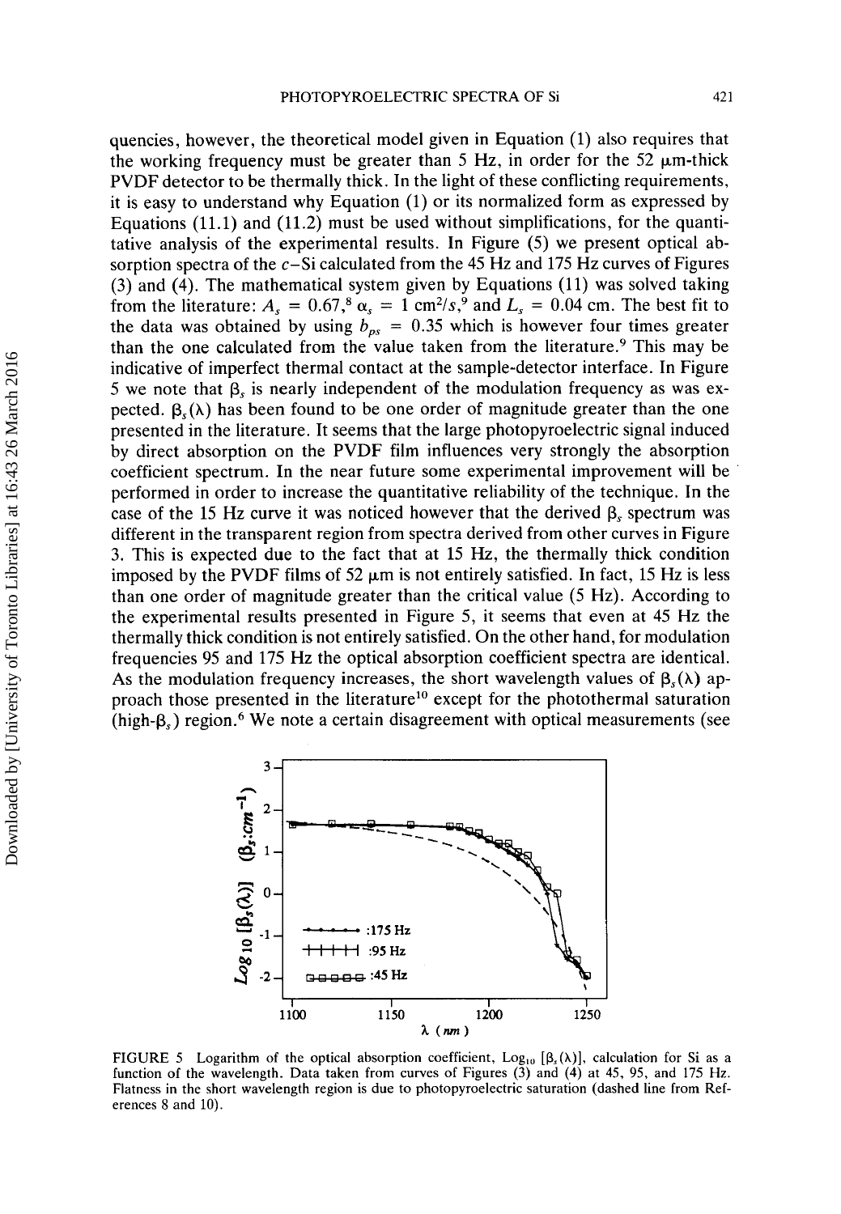quencies, however, the theoretical model given in Equation (1) also requires that the working frequency must be greater than 5 Hz, in order for the 52 μm-thick PVDF detector to be thermally thick. In the light of these conflicting requirements, it is easy to understand why Equation (1) or its normalized form as expressed by Equations (11.1) and (11.2) must be used without simplifications, for the quantitative analysis of the experimental results. In Figure (5) we present optical absorption spectra of the $c$–Si calculated from the 45 Hz and 175 Hz curves of Figures (3) and (4). The mathematical system given by Equations (11) was solved taking from the literature: $A_s = 0.67$,[8] $\alpha_s = 1\ cm^2/s$,[9] and $L_s = 0.04$ cm. The best fit to the data was obtained by using $b_{ps} = 0.35$ which is however four times greater than the one calculated from the value taken from the literature.[9] This may be indicative of imperfect thermal contact at the sample-detector interface. In Figure 5 we note that $\beta_s$ is nearly independent of the modulation frequency as was expected. $\beta_s(\lambda)$ has been found to be one order of magnitude greater than the one presented in the literature. It seems that the large photopyroelectric signal induced by direct absorption on the PVDF film influences very strongly the absorption coefficient spectrum. In the near future some experimental improvement will be performed in order to increase the quantitative reliability of the technique. In the case of the 15 Hz curve it was noticed however that the derived $\beta_s$ spectrum was different in the transparent region from spectra derived from other curves in Figure 3. This is expected due to the fact that at 15 Hz, the thermally thick condition imposed by the PVDF films of 52 μm is not entirely satisfied. In fact, 15 Hz is less than one order of magnitude greater than the critical value (5 Hz). According to the experimental results presented in Figure 5, it seems that even at 45 Hz the thermally thick condition is not entirely satisfied. On the other hand, for modulation frequencies 95 and 175 Hz the optical absorption coefficient spectra are identical. As the modulation frequency increases, the short wavelength values of $\beta_s(\lambda)$ approach those presented in the literature[10] except for the photothermal saturation (high-$\beta_s$) region.[6] We note a certain disagreement with optical measurements (see

FIGURE 5 Logarithm of the optical absorption coefficient, $\text{Log}_{10}[\beta_s(\lambda)]$, calculation for Si as a function of the wavelength. Data taken from curves of Figures (3) and (4) at 45, 95, and 175 Hz. Flatness in the short wavelength region is due to photopyroelectric saturation (dashed line from References 8 and 10).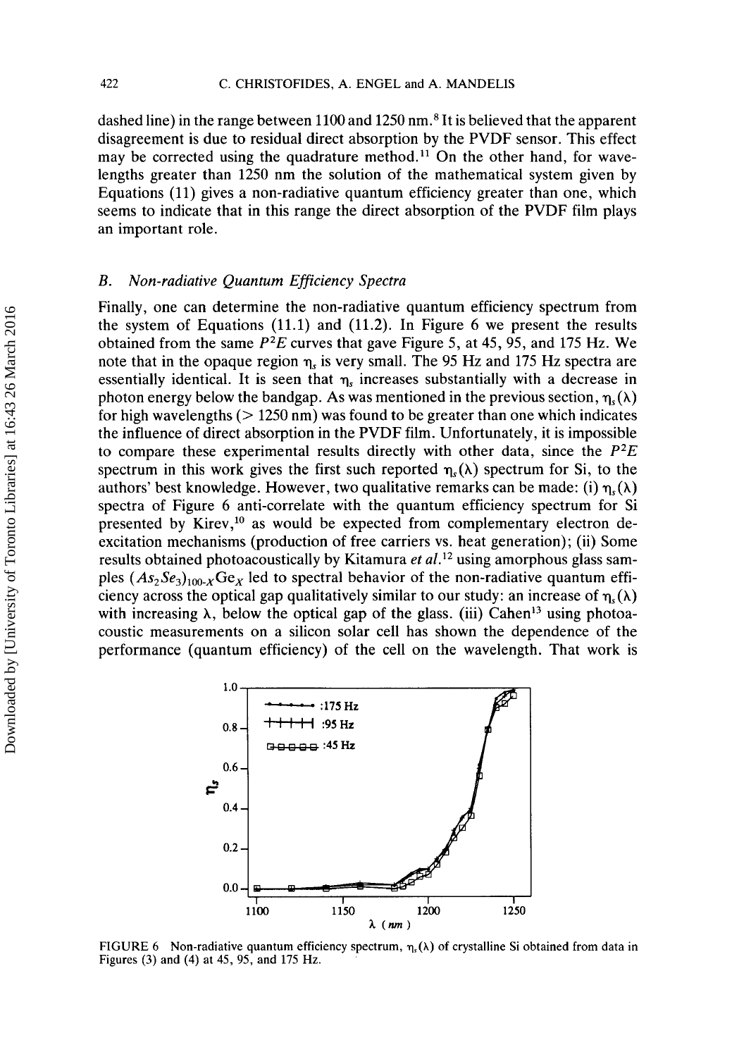dashed line) in the range between 1100 and 1250 nm.[8] It is believed that the apparent disagreement is due to residual direct absorption by the PVDF sensor. This effect may be corrected using the quadrature method.[11] On the other hand, for wavelengths greater than 1250 nm the solution of the mathematical system given by Equations (11) gives a non-radiative quantum efficiency greater than one, which seems to indicate that in this range the direct absorption of the PVDF film plays an important role.

### B. *Non-radiative Quantum Efficiency Spectra*

Finally, one can determine the non-radiative quantum efficiency spectrum from the system of Equations (11.1) and (11.2). In Figure 6 we present the results obtained from the same $P^2E$ curves that gave Figure 5, at 45, 95, and 175 Hz. We note that in the opaque region $\eta_s$ is very small. The 95 Hz and 175 Hz spectra are essentially identical. It is seen that $\eta_s$ increases substantially with a decrease in photon energy below the bandgap. As was mentioned in the previous section, $\eta_s(\lambda)$ for high wavelengths (> 1250 nm) was found to be greater than one which indicates the influence of direct absorption in the PVDF film. Unfortunately, it is impossible to compare these experimental results directly with other data, since the $P^2E$ spectrum in this work gives the first such reported $\eta_s(\lambda)$ spectrum for Si, to the authors' best knowledge. However, two qualitative remarks can be made: (i) $\eta_s(\lambda)$ spectra of Figure 6 anti-correlate with the quantum efficiency spectrum for Si presented by Kirev,[10] as would be expected from complementary electron de-excitation mechanisms (production of free carriers vs. heat generation); (ii) Some results obtained photoacoustically by Kitamura *et al.*[12] using amorphous glass samples $(As_2Se_3)_{100\text{-}X}Ge_X$ led to spectral behavior of the non-radiative quantum efficiency across the optical gap qualitatively similar to our study: an increase of $\eta_s(\lambda)$ with increasing $\lambda$, below the optical gap of the glass. (iii) Cahen[13] using photoacoustic measurements on a silicon solar cell has shown the dependence of the performance (quantum efficiency) of the cell on the wavelength. That work is

FIGURE 6 Non-radiative quantum efficiency spectrum, $\eta_s(\lambda)$ of crystalline Si obtained from data in Figures (3) and (4) at 45, 95, and 175 Hz.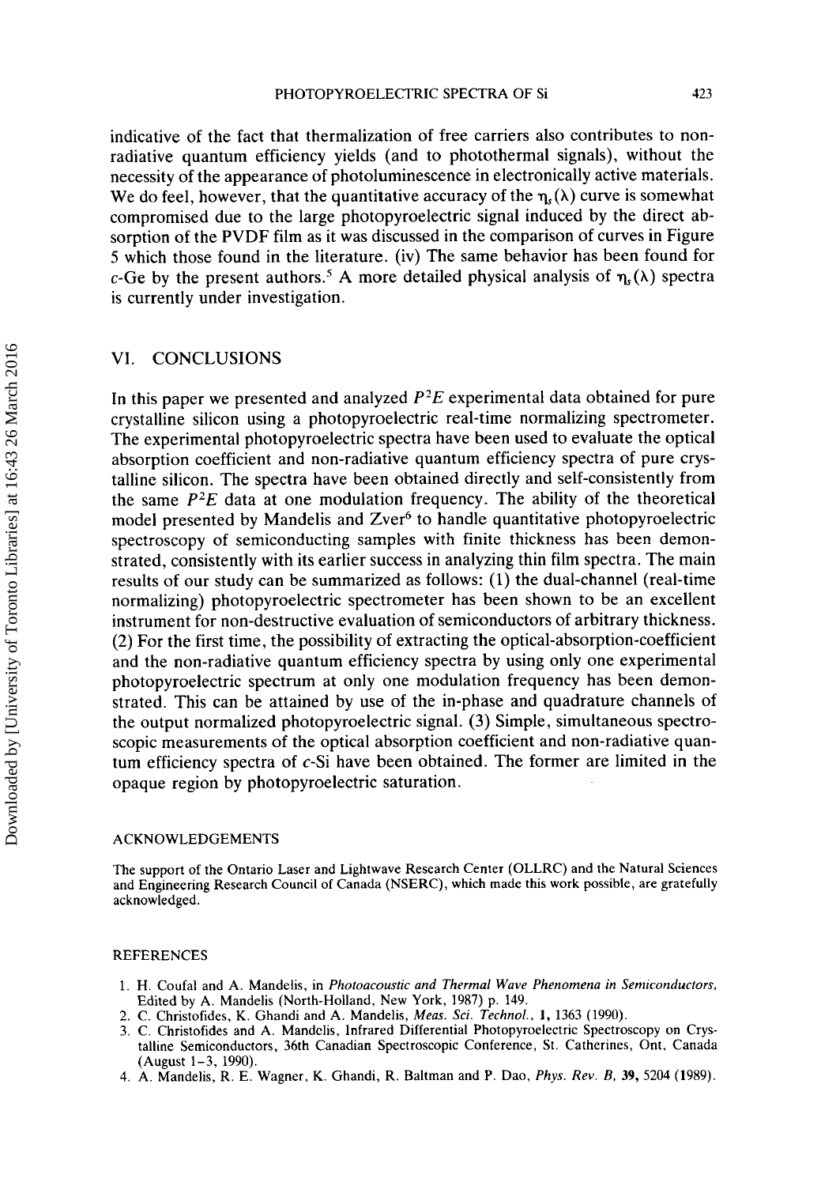indicative of the fact that thermalization of free carriers also contributes to non-radiative quantum efficiency yields (and to photothermal signals), without the necessity of the appearance of photoluminescence in electronically active materials. We do feel, however, that the quantitative accuracy of the $\eta_s(\lambda)$ curve is somewhat compromised due to the large photopyroelectric signal induced by the direct absorption of the PVDF film as it was discussed in the comparison of curves in Figure 5 which those found in the literature. (iv) The same behavior has been found for *c*-Ge by the present authors.[5] A more detailed physical analysis of $\eta_s(\lambda)$ spectra is currently under investigation.

## VI. CONCLUSIONS

In this paper we presented and analyzed $P^2E$ experimental data obtained for pure crystalline silicon using a photopyroelectric real-time normalizing spectrometer. The experimental photopyroelectric spectra have been used to evaluate the optical absorption coefficient and non-radiative quantum efficiency spectra of pure crystalline silicon. The spectra have been obtained directly and self-consistently from the same $P^2E$ data at one modulation frequency. The ability of the theoretical model presented by Mandelis and Zver[6] to handle quantitative photopyroelectric spectroscopy of semiconducting samples with finite thickness has been demonstrated, consistently with its earlier success in analyzing thin film spectra. The main results of our study can be summarized as follows: (1) the dual-channel (real-time normalizing) photopyroelectric spectrometer has been shown to be an excellent instrument for non-destructive evaluation of semiconductors of arbitrary thickness. (2) For the first time, the possibility of extracting the optical-absorption-coefficient and the non-radiative quantum efficiency spectra by using only one experimental photopyroelectric spectrum at only one modulation frequency has been demonstrated. This can be attained by use of the in-phase and quadrature channels of the output normalized photopyroelectric signal. (3) Simple, simultaneous spectroscopic measurements of the optical absorption coefficient and non-radiative quantum efficiency spectra of *c*-Si have been obtained. The former are limited in the opaque region by photopyroelectric saturation.

### ACKNOWLEDGEMENTS

The support of the Ontario Laser and Lightwave Research Center (OLLRC) and the Natural Sciences and Engineering Research Council of Canada (NSERC), which made this work possible, are gratefully acknowledged.

### REFERENCES

1. H. Coufal and A. Mandelis, in *Photoacoustic and Thermal Wave Phenomena in Semiconductors*, Edited by A. Mandelis (North-Holland, New York, 1987) p. 149.
2. C. Christofides, K. Ghandi and A. Mandelis, *Meas. Sci. Technol.*, **1**, 1363 (1990).
3. C. Christofides and A. Mandelis, Infrared Differential Photopyroelectric Spectroscopy on Crystalline Semiconductors, 36th Canadian Spectroscopic Conference, St. Catherines, Ont, Canada (August 1–3, 1990).
4. A. Mandelis, R. E. Wagner, K. Ghandi, R. Baltman and P. Dao, *Phys. Rev. B*, **39**, 5204 (1989).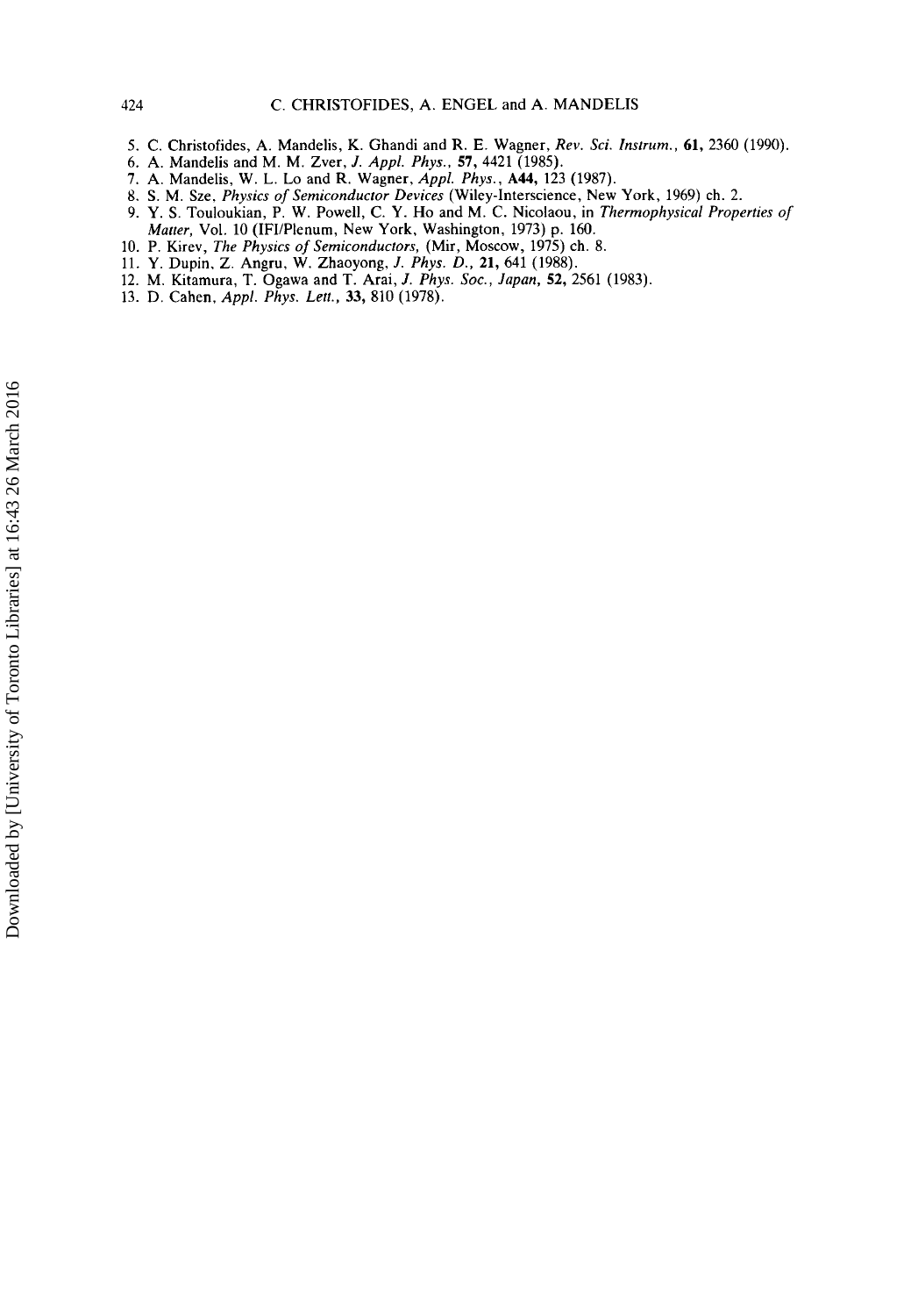5. C. Christofides, A. Mandelis, K. Ghandi and R. E. Wagner, *Rev. Sci. Instrum.*, **61**, 2360 (1990).
6. A. Mandelis and M. M. Zver, *J. Appl. Phys.*, **57**, 4421 (1985).
7. A. Mandelis, W. L. Lo and R. Wagner, *Appl. Phys.*, **A44**, 123 (1987).
8. S. M. Sze, *Physics of Semiconductor Devices* (Wiley-Interscience, New York, 1969) ch. 2.
9. Y. S. Touloukian, P. W. Powell, C. Y. Ho and M. C. Nicolaou, in *Thermophysical Properties of Matter*, Vol. 10 (IFI/Plenum, New York, Washington, 1973) p. 160.
10. P. Kirev, *The Physics of Semiconductors*, (Mir, Moscow, 1975) ch. 8.
11. Y. Dupin, Z. Angru, W. Zhaoyong, *J. Phys. D.*, **21**, 641 (1988).
12. M. Kitamura, T. Ogawa and T. Arai, *J. Phys. Soc., Japan*, **52**, 2561 (1983).
13. D. Cahen, *Appl. Phys. Lett.*, **33**, 810 (1978).